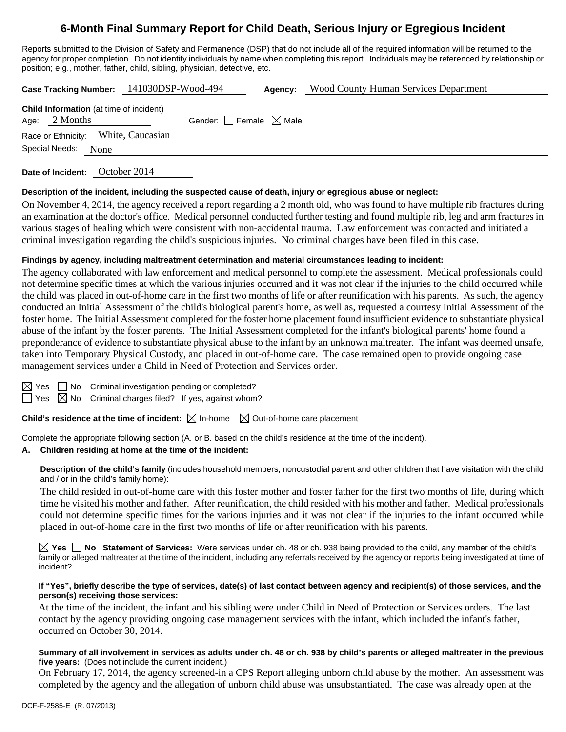# 6-Month Final Summary Report for Child Death, Serious Injury or Egregious Incident

Reports submitted to the Division of Safety and Permanence (DSP) that do not include all of the required information will be returned to the agency for proper completion. Do not identify individuals by name when completing this report. Individuals may be referenced by relationship or position; e.g., mother, father, child, sibling, physician, detective, etc.

**Case Tracking Number:** 141030DSP-Wood-494 **Agency:** Wood County Human Services Department

**Child Information** (at time of incident)
Age: 2 Months Gender: ☐ Female ☒ Male
Race or Ethnicity: White, Caucasian
Special Needs: None

**Date of Incident:** October 2014

**Description of the incident, including the suspected cause of death, injury or egregious abuse or neglect:**

On November 4, 2014, the agency received a report regarding a 2 month old, who was found to have multiple rib fractures during an examination at the doctor's office. Medical personnel conducted further testing and found multiple rib, leg and arm fractures in various stages of healing which were consistent with non-accidental trauma. Law enforcement was contacted and initiated a criminal investigation regarding the child's suspicious injuries. No criminal charges have been filed in this case.

**Findings by agency, including maltreatment determination and material circumstances leading to incident:**

The agency collaborated with law enforcement and medical personnel to complete the assessment. Medical professionals could not determine specific times at which the various injuries occurred and it was not clear if the injuries to the child occurred while the child was placed in out-of-home care in the first two months of life or after reunification with his parents. As such, the agency conducted an Initial Assessment of the child's biological parent's home, as well as, requested a courtesy Initial Assessment of the foster home. The Initial Assessment completed for the foster home placement found insufficient evidence to substantiate physical abuse of the infant by the foster parents. The Initial Assessment completed for the infant's biological parents' home found a preponderance of evidence to substantiate physical abuse to the infant by an unknown maltreater. The infant was deemed unsafe, taken into Temporary Physical Custody, and placed in out-of-home care. The case remained open to provide ongoing case management services under a Child in Need of Protection and Services order.

☒ Yes ☐ No Criminal investigation pending or completed?
☐ Yes ☒ No Criminal charges filed? If yes, against whom?

**Child's residence at the time of incident:** ☒ In-home ☒ Out-of-home care placement

Complete the appropriate following section (A. or B. based on the child's residence at the time of the incident).

**A. Children residing at home at the time of the incident:**

**Description of the child's family** (includes household members, noncustodial parent and other children that have visitation with the child and / or in the child's family home):

The child resided in out-of-home care with this foster mother and foster father for the first two months of life, during which time he visited his mother and father. After reunification, the child resided with his mother and father. Medical professionals could not determine specific times for the various injuries and it was not clear if the injuries to the infant occurred while placed in out-of-home care in the first two months of life or after reunification with his parents.

☒ **Yes** ☐ **No** **Statement of Services:** Were services under ch. 48 or ch. 938 being provided to the child, any member of the child's family or alleged maltreater at the time of the incident, including any referrals received by the agency or reports being investigated at time of incident?

**If "Yes", briefly describe the type of services, date(s) of last contact between agency and recipient(s) of those services, and the person(s) receiving those services:**

At the time of the incident, the infant and his sibling were under Child in Need of Protection or Services orders. The last contact by the agency providing ongoing case management services with the infant, which included the infant's father, occurred on October 30, 2014.

**Summary of all involvement in services as adults under ch. 48 or ch. 938 by child's parents or alleged maltreater in the previous five years:** (Does not include the current incident.)

On February 17, 2014, the agency screened-in a CPS Report alleging unborn child abuse by the mother. An assessment was completed by the agency and the allegation of unborn child abuse was unsubstantiated. The case was already open at the

DCF-F-2585-E (R. 07/2013)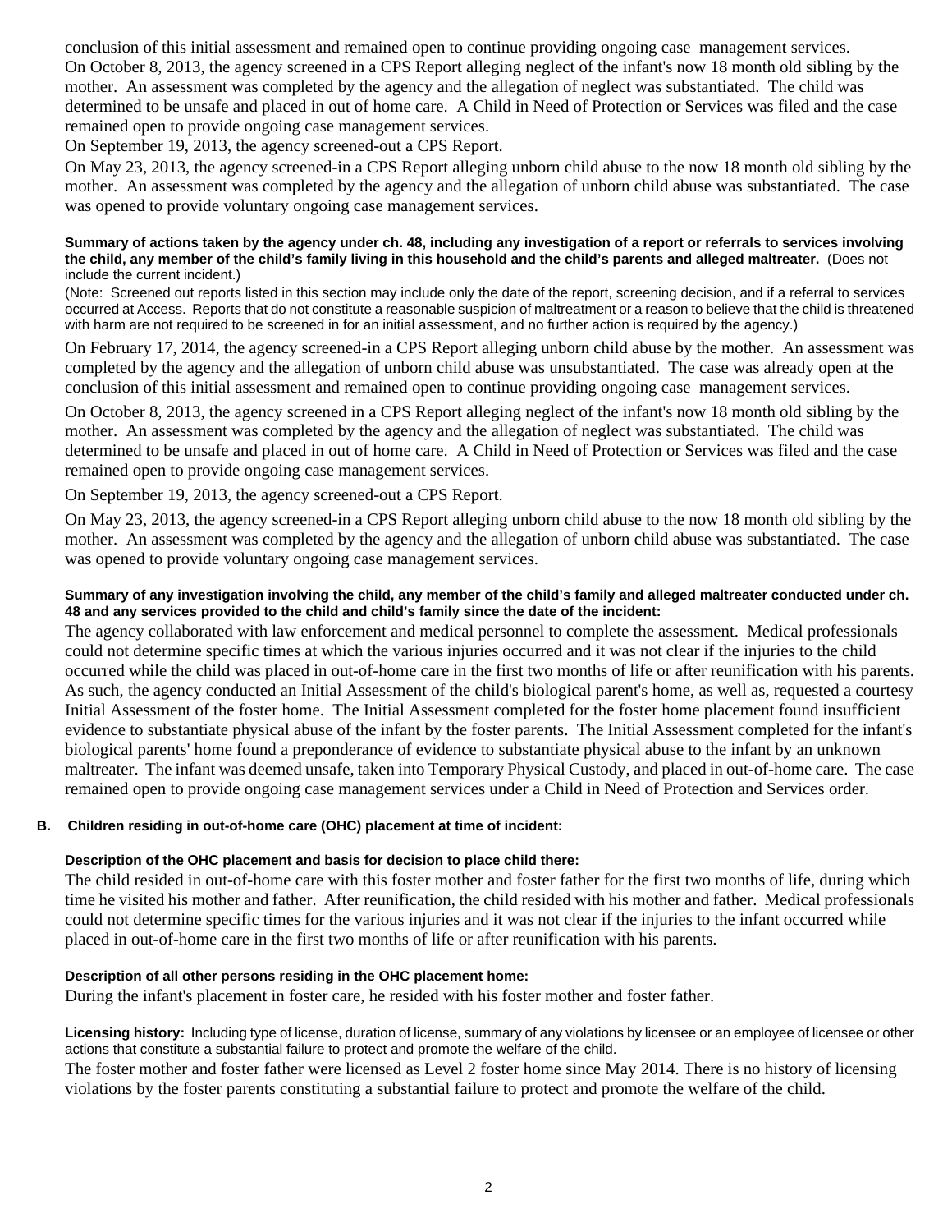conclusion of this initial assessment and remained open to continue providing ongoing case management services.
On October 8, 2013, the agency screened in a CPS Report alleging neglect of the infant's now 18 month old sibling by the mother. An assessment was completed by the agency and the allegation of neglect was substantiated. The child was determined to be unsafe and placed in out of home care. A Child in Need of Protection or Services was filed and the case remained open to provide ongoing case management services.
On September 19, 2013, the agency screened-out a CPS Report.
On May 23, 2013, the agency screened-in a CPS Report alleging unborn child abuse to the now 18 month old sibling by the mother. An assessment was completed by the agency and the allegation of unborn child abuse was substantiated. The case was opened to provide voluntary ongoing case management services.

**Summary of actions taken by the agency under ch. 48, including any investigation of a report or referrals to services involving the child, any member of the child's family living in this household and the child's parents and alleged maltreater.** (Does not include the current incident.)

(Note: Screened out reports listed in this section may include only the date of the report, screening decision, and if a referral to services occurred at Access. Reports that do not constitute a reasonable suspicion of maltreatment or a reason to believe that the child is threatened with harm are not required to be screened in for an initial assessment, and no further action is required by the agency.)

On February 17, 2014, the agency screened-in a CPS Report alleging unborn child abuse by the mother. An assessment was completed by the agency and the allegation of unborn child abuse was unsubstantiated. The case was already open at the conclusion of this initial assessment and remained open to continue providing ongoing case management services.

On October 8, 2013, the agency screened in a CPS Report alleging neglect of the infant's now 18 month old sibling by the mother. An assessment was completed by the agency and the allegation of neglect was substantiated. The child was determined to be unsafe and placed in out of home care. A Child in Need of Protection or Services was filed and the case remained open to provide ongoing case management services.

On September 19, 2013, the agency screened-out a CPS Report.

On May 23, 2013, the agency screened-in a CPS Report alleging unborn child abuse to the now 18 month old sibling by the mother. An assessment was completed by the agency and the allegation of unborn child abuse was substantiated. The case was opened to provide voluntary ongoing case management services.

**Summary of any investigation involving the child, any member of the child's family and alleged maltreater conducted under ch. 48 and any services provided to the child and child's family since the date of the incident:**

The agency collaborated with law enforcement and medical personnel to complete the assessment. Medical professionals could not determine specific times at which the various injuries occurred and it was not clear if the injuries to the child occurred while the child was placed in out-of-home care in the first two months of life or after reunification with his parents. As such, the agency conducted an Initial Assessment of the child's biological parent's home, as well as, requested a courtesy Initial Assessment of the foster home. The Initial Assessment completed for the foster home placement found insufficient evidence to substantiate physical abuse of the infant by the foster parents. The Initial Assessment completed for the infant's biological parents' home found a preponderance of evidence to substantiate physical abuse to the infant by an unknown maltreater. The infant was deemed unsafe, taken into Temporary Physical Custody, and placed in out-of-home care. The case remained open to provide ongoing case management services under a Child in Need of Protection and Services order.

## B. Children residing in out-of-home care (OHC) placement at time of incident:

**Description of the OHC placement and basis for decision to place child there:**

The child resided in out-of-home care with this foster mother and foster father for the first two months of life, during which time he visited his mother and father. After reunification, the child resided with his mother and father. Medical professionals could not determine specific times for the various injuries and it was not clear if the injuries to the infant occurred while placed in out-of-home care in the first two months of life or after reunification with his parents.

**Description of all other persons residing in the OHC placement home:**

During the infant's placement in foster care, he resided with his foster mother and foster father.

**Licensing history:** Including type of license, duration of license, summary of any violations by licensee or an employee of licensee or other actions that constitute a substantial failure to protect and promote the welfare of the child.

The foster mother and foster father were licensed as Level 2 foster home since May 2014. There is no history of licensing violations by the foster parents constituting a substantial failure to protect and promote the welfare of the child.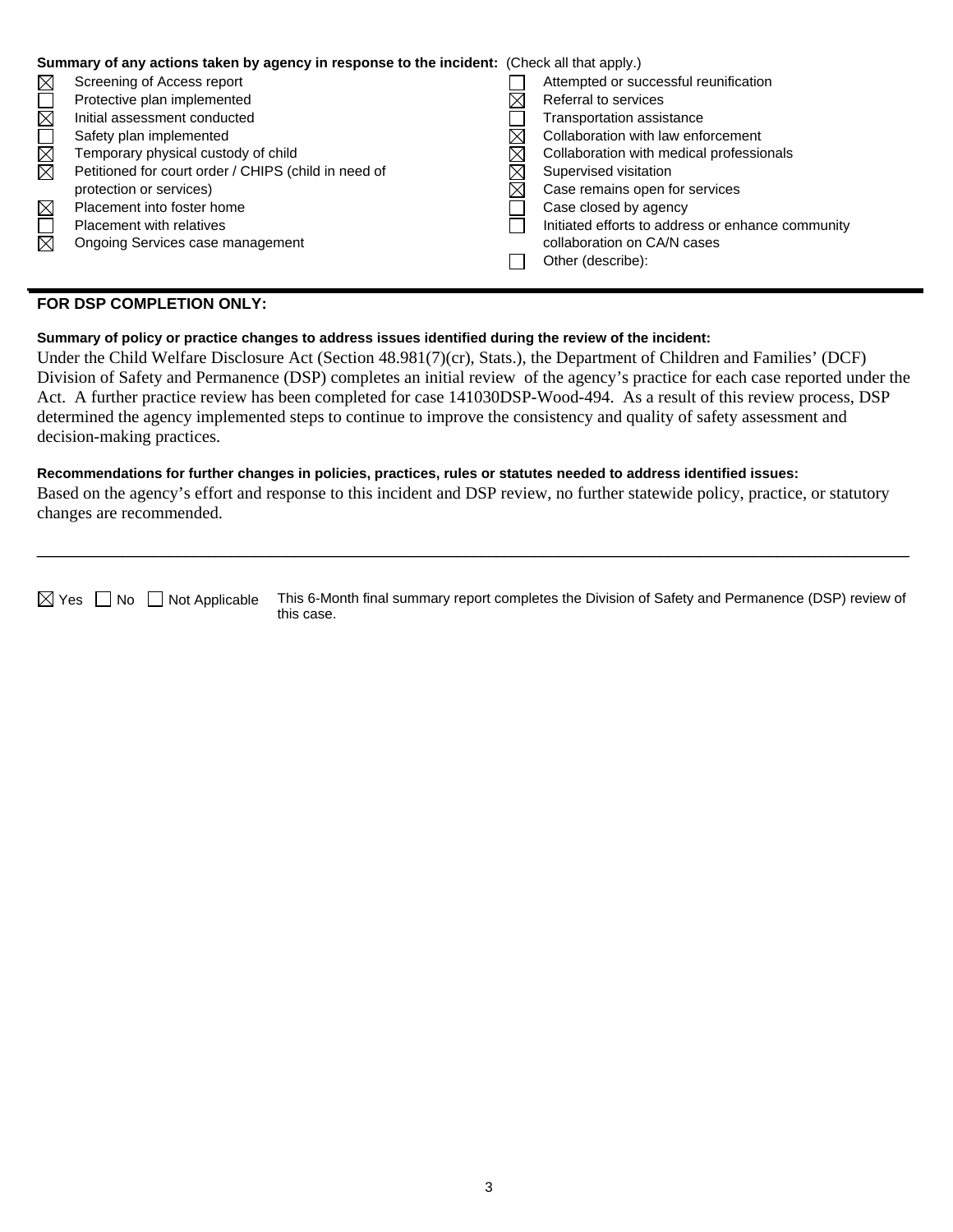**Summary of any actions taken by agency in response to the incident:** (Check all that apply.)

- [x] Screening of Access report
- [ ] Protective plan implemented
- [x] Initial assessment conducted
- [ ] Safety plan implemented
- [x] Temporary physical custody of child
- [x] Petitioned for court order / CHIPS (child in need of protection or services)
- [x] Placement into foster home
- [ ] Placement with relatives
- [x] Ongoing Services case management
- [ ] Attempted or successful reunification
- [x] Referral to services
- [ ] Transportation assistance
- [x] Collaboration with law enforcement
- [x] Collaboration with medical professionals
- [x] Supervised visitation
- [x] Case remains open for services
- [ ] Case closed by agency
- [ ] Initiated efforts to address or enhance community collaboration on CA/N cases
- [ ] Other (describe):

---

**FOR DSP COMPLETION ONLY:**

**Summary of policy or practice changes to address issues identified during the review of the incident:**

Under the Child Welfare Disclosure Act (Section 48.981(7)(cr), Stats.), the Department of Children and Families' (DCF) Division of Safety and Permanence (DSP) completes an initial review of the agency's practice for each case reported under the Act. A further practice review has been completed for case 141030DSP-Wood-494. As a result of this review process, DSP determined the agency implemented steps to continue to improve the consistency and quality of safety assessment and decision-making practices.

**Recommendations for further changes in policies, practices, rules or statutes needed to address identified issues:**

Based on the agency's effort and response to this incident and DSP review, no further statewide policy, practice, or statutory changes are recommended.

---

[x] Yes [ ] No [ ] Not Applicable This 6-Month final summary report completes the Division of Safety and Permanence (DSP) review of this case.